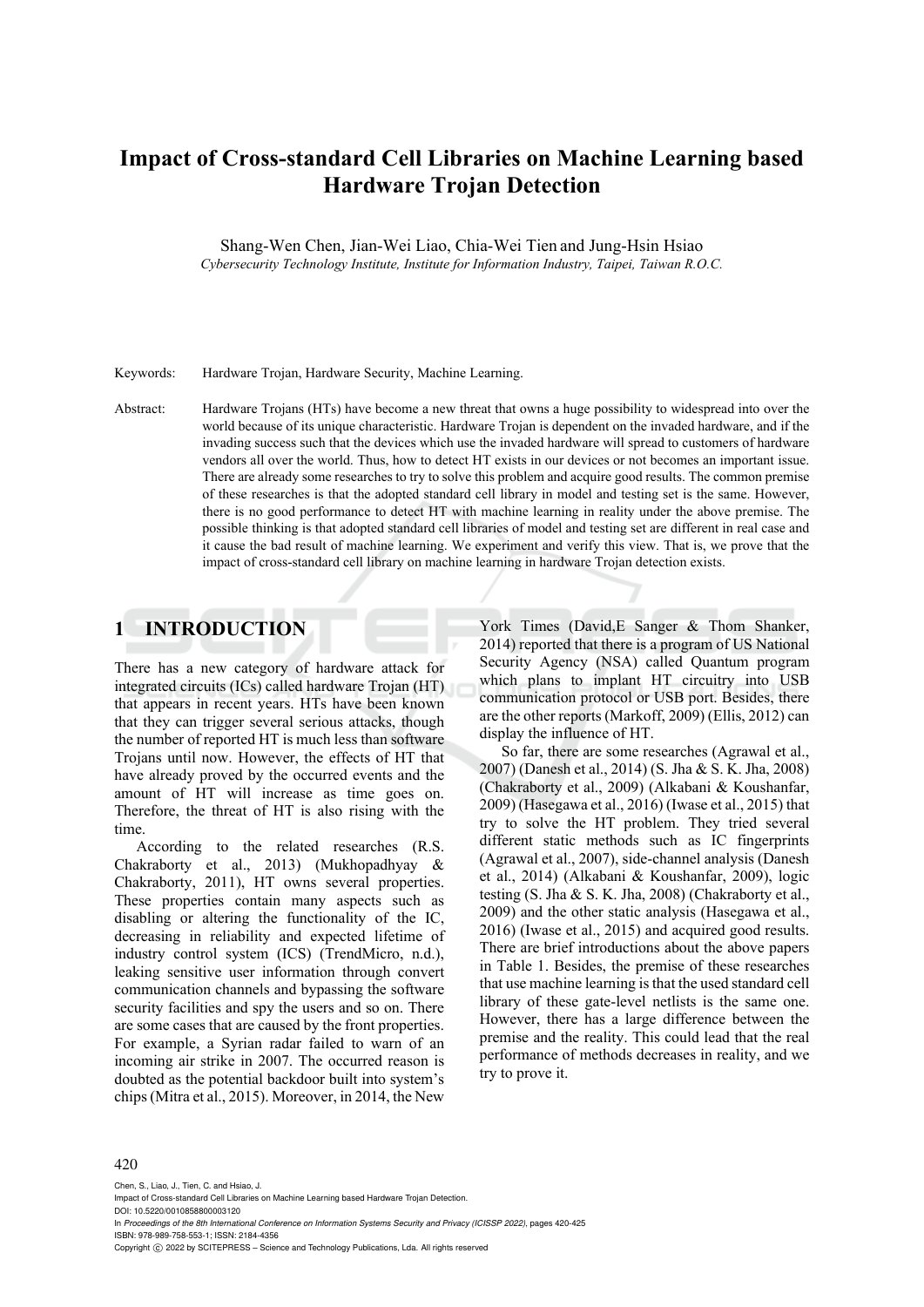# Impact of Cross-standard Cell Libraries on Machine Learning based Hardware Trojan Detection

Shang-Wen Chen, Jian-Wei Liao, Chia-Wei Tien and Jung-Hsin Hsiao

*Cybersecurity Technology Institute, Institute for Information Industry, Taipei, Taiwan R.O.C.*

Keywords: Hardware Trojan, Hardware Security, Machine Learning.

Abstract: Hardware Trojans (HTs) have become a new threat that owns a huge possibility to widespread into over the world because of its unique characteristic. Hardware Trojan is dependent on the invaded hardware, and if the invading success such that the devices which use the invaded hardware will spread to customers of hardware vendors all over the world. Thus, how to detect HT exists in our devices or not becomes an important issue. There are already some researches to try to solve this problem and acquire good results. The common premise of these researches is that the adopted standard cell library in model and testing set is the same. However, there is no good performance to detect HT with machine learning in reality under the above premise. The possible thinking is that adopted standard cell libraries of model and testing set are different in real case and it cause the bad result of machine learning. We experiment and verify this view. That is, we prove that the impact of cross-standard cell library on machine learning in hardware Trojan detection exists.

## 1 INTRODUCTION

There has a new category of hardware attack for integrated circuits (ICs) called hardware Trojan (HT) that appears in recent years. HTs have been known that they can trigger several serious attacks, though the number of reported HT is much less than software Trojans until now. However, the effects of HT that have already proved by the occurred events and the amount of HT will increase as time goes on. Therefore, the threat of HT is also rising with the time.

According to the related researches (R.S. Chakraborty et al., 2013) (Mukhopadhyay & Chakraborty, 2011), HT owns several properties. These properties contain many aspects such as disabling or altering the functionality of the IC, decreasing in reliability and expected lifetime of industry control system (ICS) (TrendMicro, n.d.), leaking sensitive user information through convert communication channels and bypassing the software security facilities and spy the users and so on. There are some cases that are caused by the front properties. For example, a Syrian radar failed to warn of an incoming air strike in 2007. The occurred reason is doubted as the potential backdoor built into system's chips (Mitra et al., 2015). Moreover, in 2014, the New York Times (David,E Sanger & Thom Shanker, 2014) reported that there is a program of US National Security Agency (NSA) called Quantum program which plans to implant HT circuitry into USB communication protocol or USB port. Besides, there are the other reports (Markoff, 2009) (Ellis, 2012) can display the influence of HT.

So far, there are some researches (Agrawal et al., 2007) (Danesh et al., 2014) (S. Jha & S. K. Jha, 2008) (Chakraborty et al., 2009) (Alkabani & Koushanfar, 2009) (Hasegawa et al., 2016) (Iwase et al., 2015) that try to solve the HT problem. They tried several different static methods such as IC fingerprints (Agrawal et al., 2007), side-channel analysis (Danesh et al., 2014) (Alkabani & Koushanfar, 2009), logic testing (S. Jha & S. K. Jha, 2008) (Chakraborty et al., 2009) and the other static analysis (Hasegawa et al., 2016) (Iwase et al., 2015) and acquired good results. There are brief introductions about the above papers in Table 1. Besides, the premise of these researches that use machine learning is that the used standard cell library of these gate-level netlists is the same one. However, there has a large difference between the premise and the reality. This could lead that the real performance of methods decreases in reality, and we try to prove it.

Chen, S., Liao, J., Tien, C. and Hsiao, J.
Impact of Cross-standard Cell Libraries on Machine Learning based Hardware Trojan Detection.
DOI: 10.5220/0010858800003120
In *Proceedings of the 8th International Conference on Information Systems Security and Privacy (ICISSP 2022)*, pages 420-425
ISBN: 978-989-758-553-1; ISSN: 2184-4356
Copyright © 2022 by SCITEPRESS – Science and Technology Publications, Lda. All rights reserved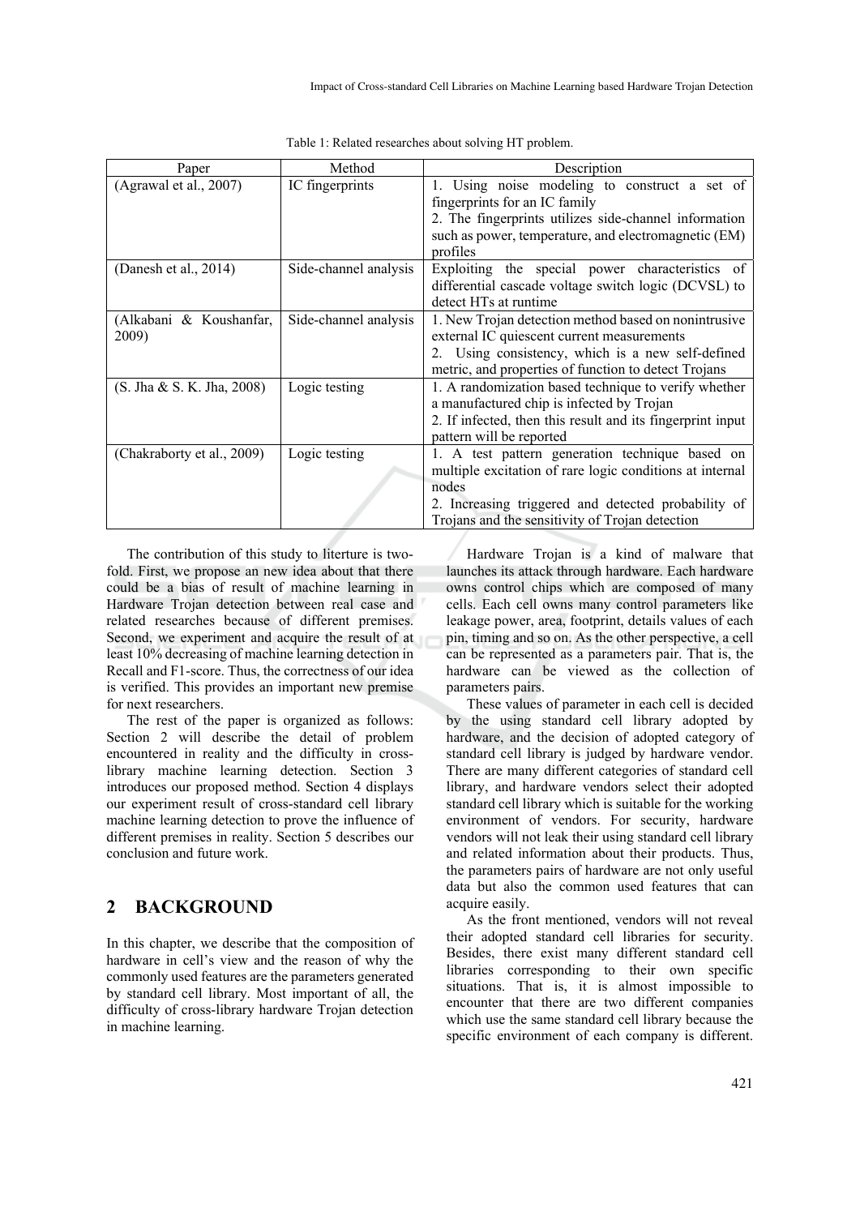Table 1: Related researches about solving HT problem.

| Paper | Method | Description |
|---|---|---|
| (Agrawal et al., 2007) | IC fingerprints | 1. Using noise modeling to construct a set of fingerprints for an IC family<br>2. The fingerprints utilizes side-channel information such as power, temperature, and electromagnetic (EM) profiles |
| (Danesh et al., 2014) | Side-channel analysis | Exploiting the special power characteristics of differential cascade voltage switch logic (DCVSL) to detect HTs at runtime |
| (Alkabani & Koushanfar, 2009) | Side-channel analysis | 1. New Trojan detection method based on nonintrusive external IC quiescent current measurements<br>2. Using consistency, which is a new self-defined metric, and properties of function to detect Trojans |
| (S. Jha & S. K. Jha, 2008) | Logic testing | 1. A randomization based technique to verify whether a manufactured chip is infected by Trojan<br>2. If infected, then this result and its fingerprint input pattern will be reported |
| (Chakraborty et al., 2009) | Logic testing | 1. A test pattern generation technique based on multiple excitation of rare logic conditions at internal nodes<br>2. Increasing triggered and detected probability of Trojans and the sensitivity of Trojan detection |

The contribution of this study to literture is two-fold. First, we propose an new idea about that there could be a bias of result of machine learning in Hardware Trojan detection between real case and related researches because of different premises. Second, we experiment and acquire the result of at least 10% decreasing of machine learning detection in Recall and F1-score. Thus, the correctness of our idea is verified. This provides an important new premise for next researchers.

The rest of the paper is organized as follows: Section 2 will describe the detail of problem encountered in reality and the difficulty in cross-library machine learning detection. Section 3 introduces our proposed method. Section 4 displays our experiment result of cross-standard cell library machine learning detection to prove the influence of different premises in reality. Section 5 describes our conclusion and future work.

## 2 BACKGROUND

In this chapter, we describe that the composition of hardware in cell's view and the reason of why the commonly used features are the parameters generated by standard cell library. Most important of all, the difficulty of cross-library hardware Trojan detection in machine learning.

Hardware Trojan is a kind of malware that launches its attack through hardware. Each hardware owns control chips which are composed of many cells. Each cell owns many control parameters like leakage power, area, footprint, details values of each pin, timing and so on. As the other perspective, a cell can be represented as a parameters pair. That is, the hardware can be viewed as the collection of parameters pairs.

These values of parameter in each cell is decided by the using standard cell library adopted by hardware, and the decision of adopted category of standard cell library is judged by hardware vendor. There are many different categories of standard cell library, and hardware vendors select their adopted standard cell library which is suitable for the working environment of vendors. For security, hardware vendors will not leak their using standard cell library and related information about their products. Thus, the parameters pairs of hardware are not only useful data but also the common used features that can acquire easily.

As the front mentioned, vendors will not reveal their adopted standard cell libraries for security. Besides, there exist many different standard cell libraries corresponding to their own specific situations. That is, it is almost impossible to encounter that there are two different companies which use the same standard cell library because the specific environment of each company is different.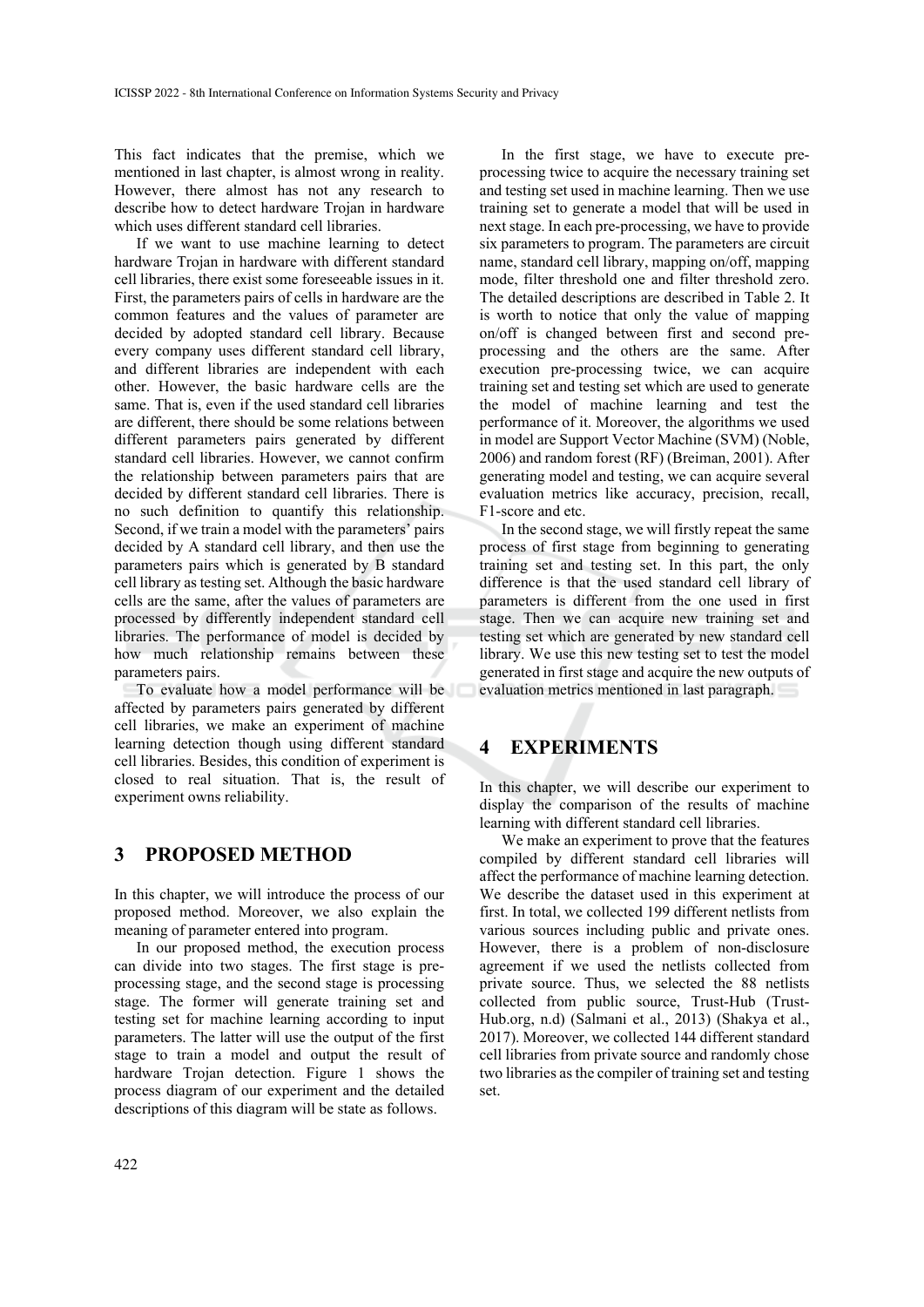This fact indicates that the premise, which we mentioned in last chapter, is almost wrong in reality. However, there almost has not any research to describe how to detect hardware Trojan in hardware which uses different standard cell libraries.

If we want to use machine learning to detect hardware Trojan in hardware with different standard cell libraries, there exist some foreseeable issues in it. First, the parameters pairs of cells in hardware are the common features and the values of parameter are decided by adopted standard cell library. Because every company uses different standard cell library, and different libraries are independent with each other. However, the basic hardware cells are the same. That is, even if the used standard cell libraries are different, there should be some relations between different parameters pairs generated by different standard cell libraries. However, we cannot confirm the relationship between parameters pairs that are decided by different standard cell libraries. There is no such definition to quantify this relationship. Second, if we train a model with the parameters' pairs decided by A standard cell library, and then use the parameters pairs which is generated by B standard cell library as testing set. Although the basic hardware cells are the same, after the values of parameters are processed by differently independent standard cell libraries. The performance of model is decided by how much relationship remains between these parameters pairs.

To evaluate how a model performance will be affected by parameters pairs generated by different cell libraries, we make an experiment of machine learning detection though using different standard cell libraries. Besides, this condition of experiment is closed to real situation. That is, the result of experiment owns reliability.

## 3 PROPOSED METHOD

In this chapter, we will introduce the process of our proposed method. Moreover, we also explain the meaning of parameter entered into program.

In our proposed method, the execution process can divide into two stages. The first stage is pre-processing stage, and the second stage is processing stage. The former will generate training set and testing set for machine learning according to input parameters. The latter will use the output of the first stage to train a model and output the result of hardware Trojan detection. Figure 1 shows the process diagram of our experiment and the detailed descriptions of this diagram will be state as follows.

In the first stage, we have to execute pre-processing twice to acquire the necessary training set and testing set used in machine learning. Then we use training set to generate a model that will be used in next stage. In each pre-processing, we have to provide six parameters to program. The parameters are circuit name, standard cell library, mapping on/off, mapping mode, filter threshold one and filter threshold zero. The detailed descriptions are described in Table 2. It is worth to notice that only the value of mapping on/off is changed between first and second pre-processing and the others are the same. After execution pre-processing twice, we can acquire training set and testing set which are used to generate the model of machine learning and test the performance of it. Moreover, the algorithms we used in model are Support Vector Machine (SVM) (Noble, 2006) and random forest (RF) (Breiman, 2001). After generating model and testing, we can acquire several evaluation metrics like accuracy, precision, recall, F1-score and etc.

In the second stage, we will firstly repeat the same process of first stage from beginning to generating training set and testing set. In this part, the only difference is that the used standard cell library of parameters is different from the one used in first stage. Then we can acquire new training set and testing set which are generated by new standard cell library. We use this new testing set to test the model generated in first stage and acquire the new outputs of evaluation metrics mentioned in last paragraph.

## 4 EXPERIMENTS

In this chapter, we will describe our experiment to display the comparison of the results of machine learning with different standard cell libraries.

We make an experiment to prove that the features compiled by different standard cell libraries will affect the performance of machine learning detection. We describe the dataset used in this experiment at first. In total, we collected 199 different netlists from various sources including public and private ones. However, there is a problem of non-disclosure agreement if we used the netlists collected from private source. Thus, we selected the 88 netlists collected from public source, Trust-Hub (Trust-Hub.org, n.d) (Salmani et al., 2013) (Shakya et al., 2017). Moreover, we collected 144 different standard cell libraries from private source and randomly chose two libraries as the compiler of training set and testing set.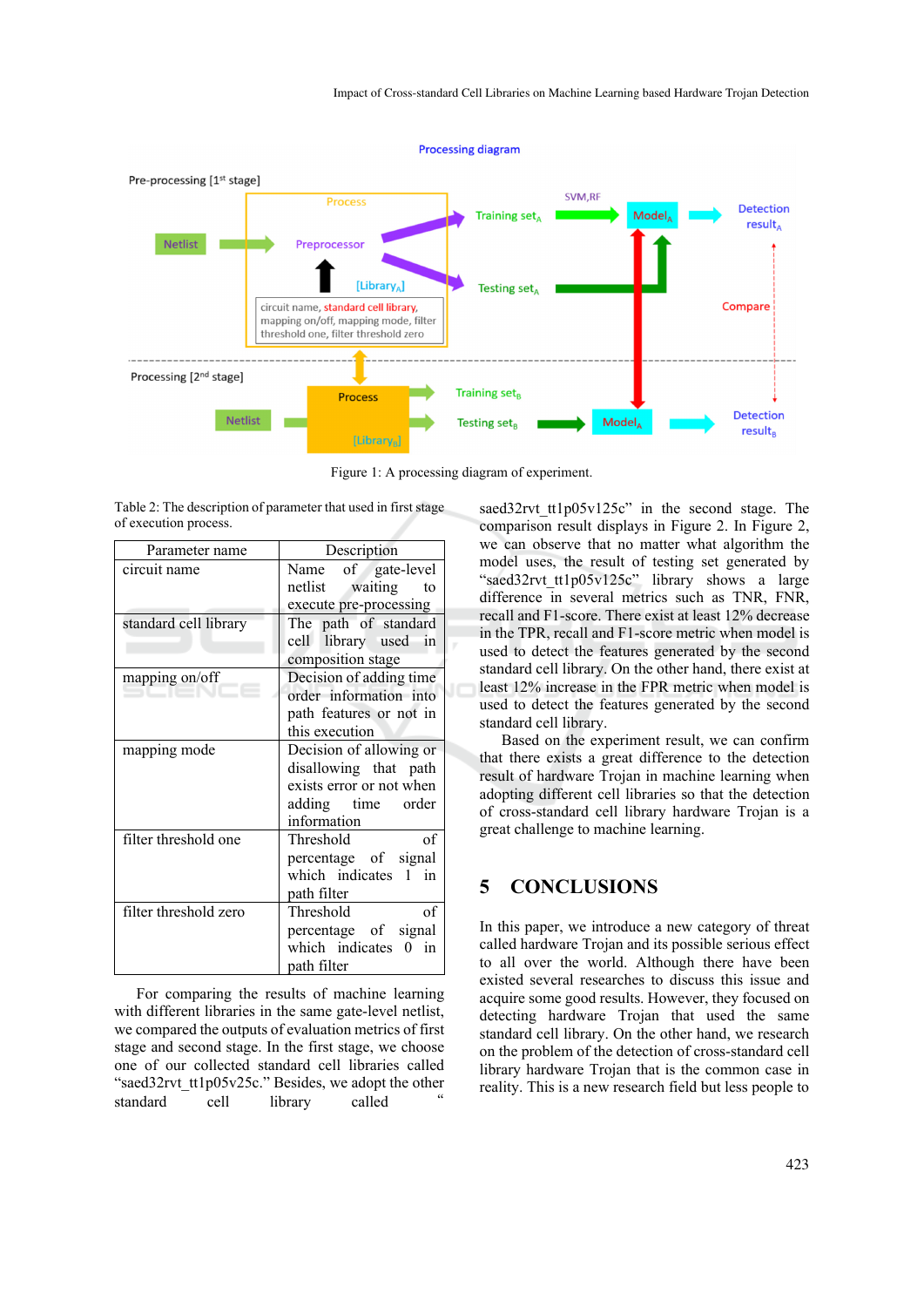Figure 1: A processing diagram of experiment.

Table 2: The description of parameter that used in first stage of execution process.

| Parameter name | Description |
|---|---|
| circuit name | Name of gate-level netlist waiting to execute pre-processing |
| standard cell library | The path of standard cell library used in composition stage |
| mapping on/off | Decision of adding time order information into path features or not in this execution |
| mapping mode | Decision of allowing or disallowing that path exists error or not when adding time order information |
| filter threshold one | Threshold of percentage of signal which indicates 1 in path filter |
| filter threshold zero | Threshold of percentage of signal which indicates 0 in path filter |

For comparing the results of machine learning with different libraries in the same gate-level netlist, we compared the outputs of evaluation metrics of first stage and second stage. In the first stage, we choose one of our collected standard cell libraries called "saed32rvt_tt1p05v25c." Besides, we adopt the other standard cell library called "saed32rvt_tt1p05v125c" in the second stage. The comparison result displays in Figure 2. In Figure 2, we can observe that no matter what algorithm the model uses, the result of testing set generated by "saed32rvt_tt1p05v125c" library shows a large difference in several metrics such as TNR, FNR, recall and F1-score. There exist at least 12% decrease in the TPR, recall and F1-score metric when model is used to detect the features generated by the second standard cell library. On the other hand, there exist at least 12% increase in the FPR metric when model is used to detect the features generated by the second standard cell library.

Based on the experiment result, we can confirm that there exists a great difference to the detection result of hardware Trojan in machine learning when adopting different cell libraries so that the detection of cross-standard cell library hardware Trojan is a great challenge to machine learning.

## 5 CONCLUSIONS

In this paper, we introduce a new category of threat called hardware Trojan and its possible serious effect to all over the world. Although there have been existed several researches to discuss this issue and acquire some good results. However, they focused on detecting hardware Trojan that used the same standard cell library. On the other hand, we research on the problem of the detection of cross-standard cell library hardware Trojan that is the common case in reality. This is a new research field but less people to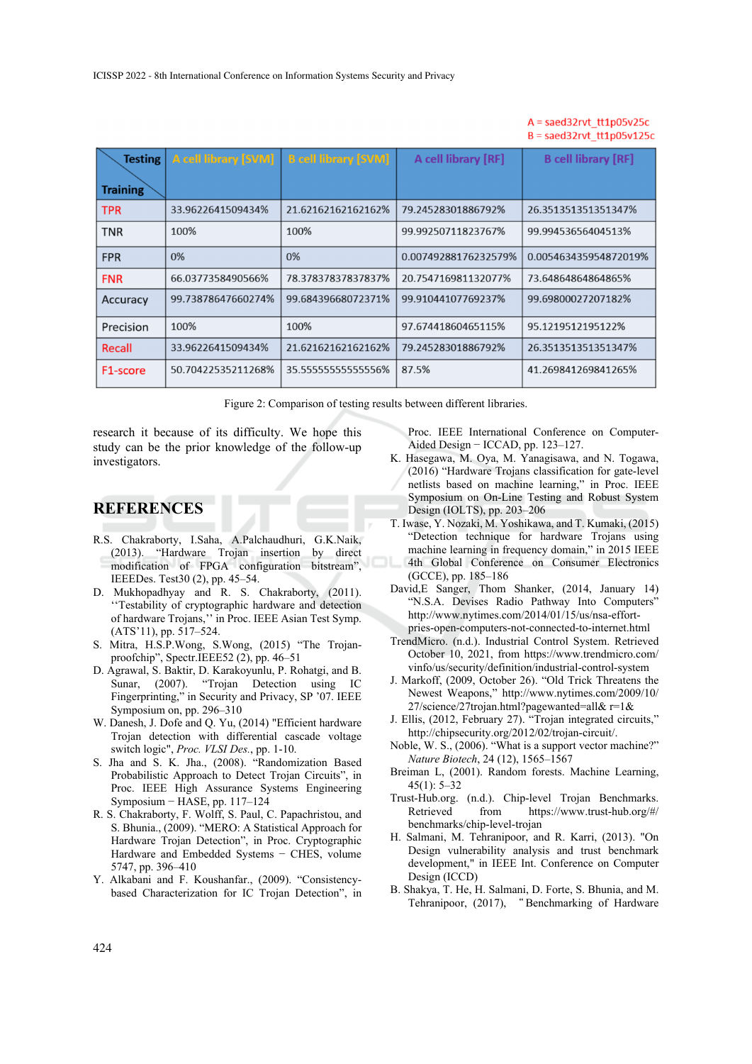A = saed32rvt_tt1p05v25c
B = saed32rvt_tt1p05v125c

| Testing / Training | A cell library [SVM] | B cell library [SVM] | A cell library [RF] | B cell library [RF] |
|---|---|---|---|---|
| TPR | 33.9622641509434% | 21.62162162162162% | 79.24528301886792% | 26.351351351351347% |
| TNR | 100% | 100% | 99.99250711823767% | 99.99453656404513% |
| FPR | 0% | 0% | 0.007492881762325 79% | 0.005463435954872019% |
| FNR | 66.0377358490566% | 78.37837837837837% | 20.754716981132077% | 73.64864864864865% |
| Accuracy | 99.73878647660274% | 99.68439668072371% | 99.91044107769237% | 99.69800027207182% |
| Precision | 100% | 100% | 97.67441860465115% | 95.1219512195122% |
| Recall | 33.9622641509434% | 21.62162162162162% | 79.24528301886792% | 26.351351351351347% |
| F1-score | 50.70422535211268% | 35.55555555555556% | 87.5% | 41.269841269841265% |

Figure 2: Comparison of testing results between different libraries.

research it because of its difficulty. We hope this study can be the prior knowledge of the follow-up investigators.

# REFERENCES

R.S. Chakraborty, I.Saha, A.Palchaudhuri, G.K.Naik, (2013). "Hardware Trojan insertion by direct modification of FPGA configuration bitstream", IEEEDes. Test30 (2), pp. 45–54.

D. Mukhopadhyay and R. S. Chakraborty, (2011). ''Testability of cryptographic hardware and detection of hardware Trojans,'' in Proc. IEEE Asian Test Symp. (ATS'11), pp. 517–524.

S. Mitra, H.S.P.Wong, S.Wong, (2015) "The Trojan-proofchip", Spectr.IEEE52 (2), pp. 46–51

D. Agrawal, S. Baktir, D. Karakoyunlu, P. Rohatgi, and B. Sunar, (2007). "Trojan Detection using IC Fingerprinting," in Security and Privacy, SP '07. IEEE Symposium on, pp. 296–310

W. Danesh, J. Dofe and Q. Yu, (2014) "Efficient hardware Trojan detection with differential cascade voltage switch logic", *Proc. VLSI Des.*, pp. 1-10.

S. Jha and S. K. Jha., (2008). "Randomization Based Probabilistic Approach to Detect Trojan Circuits", in Proc. IEEE High Assurance Systems Engineering Symposium − HASE, pp. 117–124

R. S. Chakraborty, F. Wolff, S. Paul, C. Papachristou, and S. Bhunia., (2009). "MERO: A Statistical Approach for Hardware Trojan Detection", in Proc. Cryptographic Hardware and Embedded Systems − CHES, volume 5747, pp. 396–410

Y. Alkabani and F. Koushanfar., (2009). "Consistency-based Characterization for IC Trojan Detection", in Proc. IEEE International Conference on Computer-Aided Design − ICCAD, pp. 123–127.

K. Hasegawa, M. Oya, M. Yanagisawa, and N. Togawa, (2016) "Hardware Trojans classification for gate-level netlists based on machine learning," in Proc. IEEE Symposium on On-Line Testing and Robust System Design (IOLTS), pp. 203–206

T. Iwase, Y. Nozaki, M. Yoshikawa, and T. Kumaki, (2015) "Detection technique for hardware Trojans using machine learning in frequency domain," in 2015 IEEE 4th Global Conference on Consumer Electronics (GCCE), pp. 185–186

David,E Sanger, Thom Shanker, (2014, January 14) "N.S.A. Devises Radio Pathway Into Computers" http://www.nytimes.com/2014/01/15/us/nsa-effort-pries-open-computers-not-connected-to-internet.html

TrendMicro. (n.d.). Industrial Control System. Retrieved October 10, 2021, from https://www.trendmicro.com/vinfo/us/security/definition/industrial-control-system

J. Markoff, (2009, October 26). "Old Trick Threatens the Newest Weapons," http://www.nytimes.com/2009/10/27/science/27trojan.html?pagewanted=all& r=1&

J. Ellis, (2012, February 27). "Trojan integrated circuits," http://chipsecurity.org/2012/02/trojan-circuit/.

Noble, W. S., (2006). "What is a support vector machine?" *Nature Biotech*, 24 (12), 1565–1567

Breiman L, (2001). Random forests. Machine Learning, 45(1): 5–32

Trust-Hub.org. (n.d.). Chip-level Trojan Benchmarks. Retrieved from https://www.trust-hub.org/#/benchmarks/chip-level-trojan

H. Salmani, M. Tehranipoor, and R. Karri, (2013). "On Design vulnerability analysis and trust benchmark development," in IEEE Int. Conference on Computer Design (ICCD)

B. Shakya, T. He, H. Salmani, D. Forte, S. Bhunia, and M. Tehranipoor, (2017), "Benchmarking of Hardware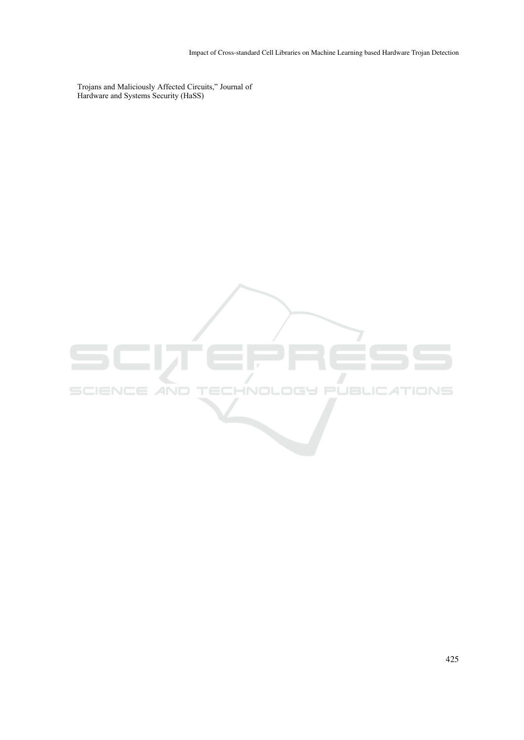Trojans and Maliciously Affected Circuits," Journal of Hardware and Systems Security (HaSS)